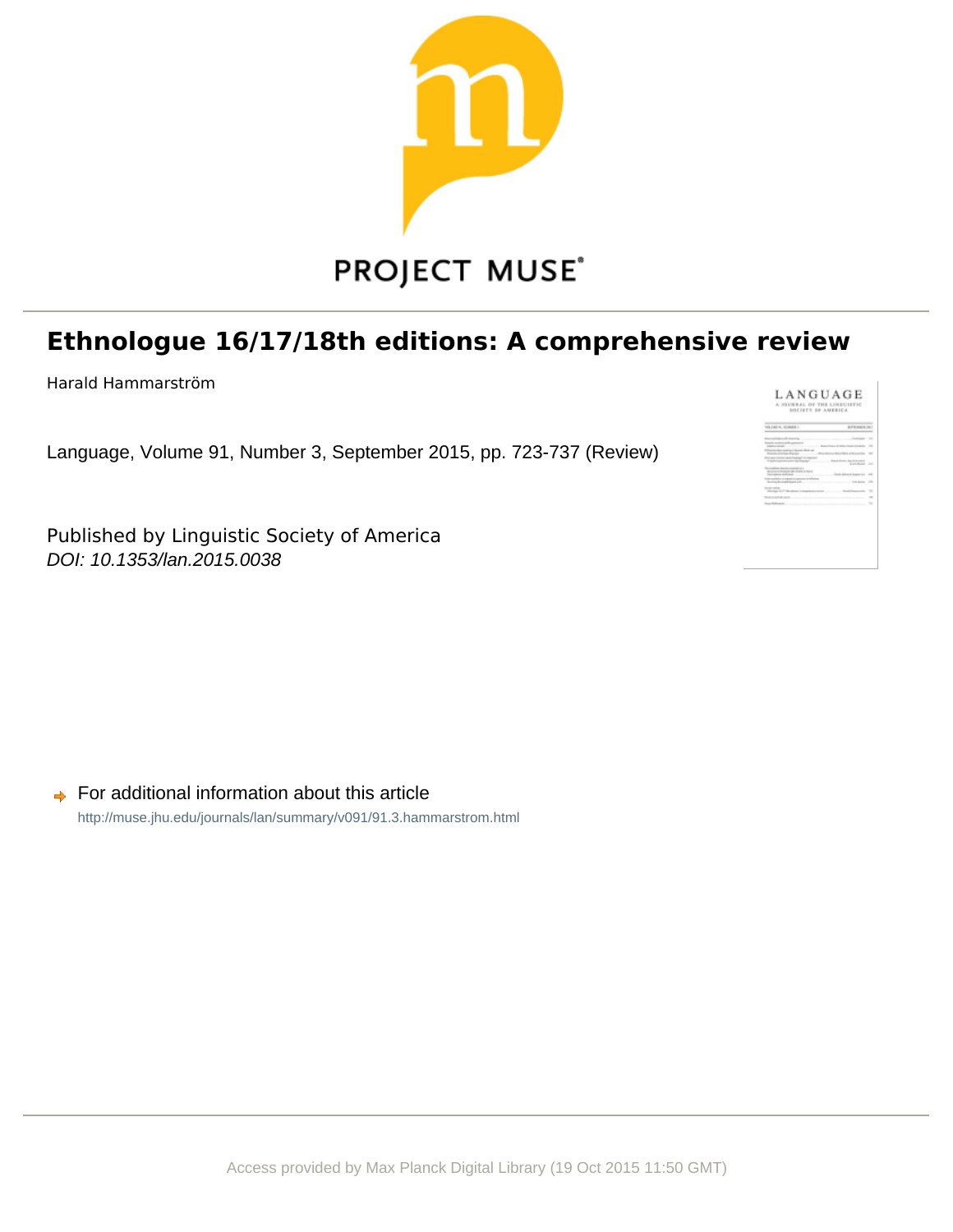PROJECT MUSE®

# Ethnologue 16/17/18th editions: A comprehensive review

Harald Hammarström

Language, Volume 91, Number 3, September 2015, pp. 723-737 (Review)

Published by Linguistic Society of America
*DOI: 10.1353/lan.2015.0038*

For additional information about this article
http://muse.jhu.edu/journals/lan/summary/v091/91.3.hammarstrom.html

Access provided by Max Planck Digital Library (19 Oct 2015 11:50 GMT)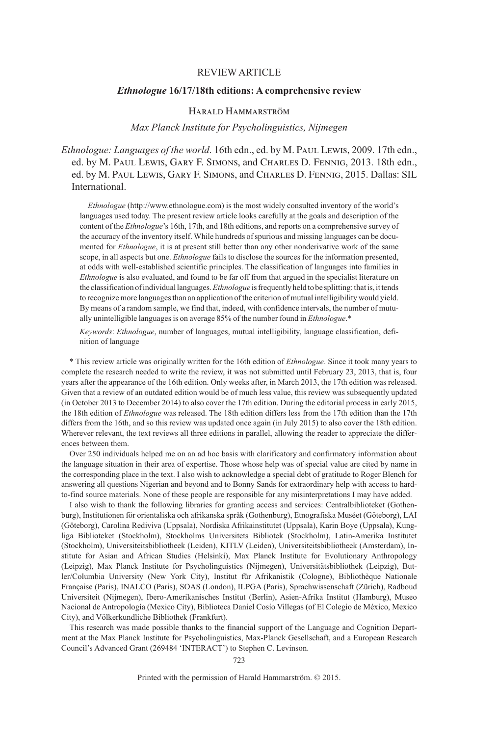REVIEW ARTICLE

# *Ethnologue* 16/17/18th editions: A comprehensive review

Harald Hammarström

*Max Planck Institute for Psycholinguistics, Nijmegen*

*Ethnologue: Languages of the world*. 16th edn., ed. by M. Paul Lewis, 2009. 17th edn., ed. by M. Paul Lewis, Gary F. Simons, and Charles D. Fennig, 2013. 18th edn., ed. by M. Paul Lewis, Gary F. Simons, and Charles D. Fennig, 2015. Dallas: SIL International.

> *Ethnologue* (http://www.ethnologue.com) is the most widely consulted inventory of the world's languages used today. The present review article looks carefully at the goals and description of the content of the *Ethnologue*'s 16th, 17th, and 18th editions, and reports on a comprehensive survey of the accuracy of the inventory itself. While hundreds of spurious and missing languages can be documented for *Ethnologue*, it is at present still better than any other nonderivative work of the same scope, in all aspects but one. *Ethnologue* fails to disclose the sources for the information presented, at odds with well-established scientific principles. The classification of languages into families in *Ethnologue* is also evaluated, and found to be far off from that argued in the specialist literature on the classification of individual languages. *Ethnologue* is frequently held to be splitting: that is, it tends to recognize more languages than an application of the criterion of mutual intelligibility would yield. By means of a random sample, we find that, indeed, with confidence intervals, the number of mutually unintelligible languages is on average 85% of the number found in *Ethnologue*.*
>
> *Keywords*: *Ethnologue*, number of languages, mutual intelligibility, language classification, definition of language

\* This review article was originally written for the 16th edition of *Ethnologue*. Since it took many years to complete the research needed to write the review, it was not submitted until February 23, 2013, that is, four years after the appearance of the 16th edition. Only weeks after, in March 2013, the 17th edition was released. Given that a review of an outdated edition would be of much less value, this review was subsequently updated (in October 2013 to December 2014) to also cover the 17th edition. During the editorial process in early 2015, the 18th edition of *Ethnologue* was released. The 18th edition differs less from the 17th edition than the 17th differs from the 16th, and so this review was updated once again (in July 2015) to also cover the 18th edition. Wherever relevant, the text reviews all three editions in parallel, allowing the reader to appreciate the differences between them.

Over 250 individuals helped me on an ad hoc basis with clarificatory and confirmatory information about the language situation in their area of expertise. Those whose help was of special value are cited by name in the corresponding place in the text. I also wish to acknowledge a special debt of gratitude to Roger Blench for answering all questions Nigerian and beyond and to Bonny Sands for extraordinary help with access to hard-to-find source materials. None of these people are responsible for any misinterpretations I may have added.

I also wish to thank the following libraries for granting access and services: Centralbiblioteket (Gothenburg), Institutionen för orientaliska och afrikanska språk (Gothenburg), Etnografiska Muséet (Göteborg), LAI (Göteborg), Carolina Rediviva (Uppsala), Nordiska Afrikainstitutet (Uppsala), Karin Boye (Uppsala), Kungliga Biblioteket (Stockholm), Stockholms Universitets Bibliotek (Stockholm), Latin-Amerika Institutet (Stockholm), Universiteitsbibliotheek (Leiden), KITLV (Leiden), Universiteitsbibliotheek (Amsterdam), Institute for Asian and African Studies (Helsinki), Max Planck Institute for Evolutionary Anthropology (Leipzig), Max Planck Institute for Psycholinguistics (Nijmegen), Universitätsbibliothek (Leipzig), Butler/Columbia University (New York City), Institut für Afrikanistik (Cologne), Bibliothèque Nationale Française (Paris), INALCO (Paris), SOAS (London), ILPGA (Paris), Sprachwissenschaft (Zürich), Radboud Universiteit (Nijmegen), Ibero-Amerikanisches Institut (Berlin), Asien-Afrika Institut (Hamburg), Museo Nacional de Antropología (Mexico City), Biblioteca Daniel Cosío Villegas (of El Colegio de México, Mexico City), and Völkerkundliche Bibliothek (Frankfurt).

This research was made possible thanks to the financial support of the Language and Cognition Department at the Max Planck Institute for Psycholinguistics, Max-Planck Gesellschaft, and a European Research Council's Advanced Grant (269484 'INTERACT') to Stephen C. Levinson.

Printed with the permission of Harald Hammarström. © 2015.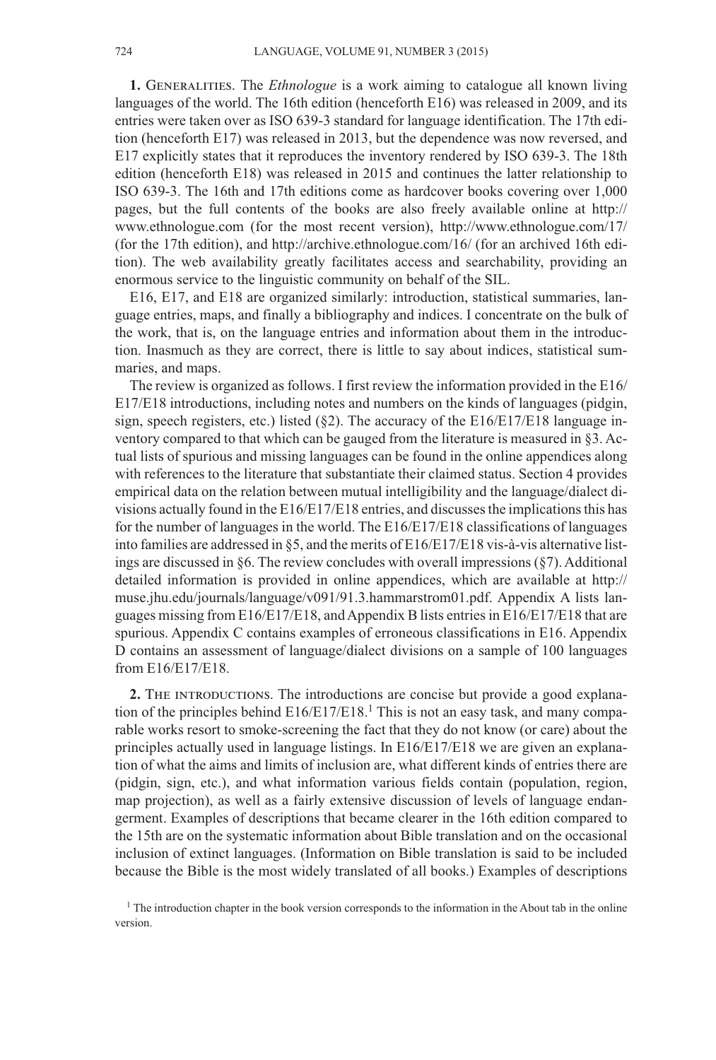**1. Generalities.** The *Ethnologue* is a work aiming to catalogue all known living languages of the world. The 16th edition (henceforth E16) was released in 2009, and its entries were taken over as ISO 639-3 standard for language identification. The 17th edition (henceforth E17) was released in 2013, but the dependence was now reversed, and E17 explicitly states that it reproduces the inventory rendered by ISO 639-3. The 18th edition (henceforth E18) was released in 2015 and continues the latter relationship to ISO 639-3. The 16th and 17th editions come as hardcover books covering over 1,000 pages, but the full contents of the books are also freely available online at http://www.ethnologue.com (for the most recent version), http://www.ethnologue.com/17/ (for the 17th edition), and http://archive.ethnologue.com/16/ (for an archived 16th edition). The web availability greatly facilitates access and searchability, providing an enormous service to the linguistic community on behalf of the SIL.

E16, E17, and E18 are organized similarly: introduction, statistical summaries, language entries, maps, and finally a bibliography and indices. I concentrate on the bulk of the work, that is, on the language entries and information about them in the introduction. Inasmuch as they are correct, there is little to say about indices, statistical summaries, and maps.

The review is organized as follows. I first review the information provided in the E16/E17/E18 introductions, including notes and numbers on the kinds of languages (pidgin, sign, speech registers, etc.) listed (§2). The accuracy of the E16/E17/E18 language inventory compared to that which can be gauged from the literature is measured in §3. Actual lists of spurious and missing languages can be found in the online appendices along with references to the literature that substantiate their claimed status. Section 4 provides empirical data on the relation between mutual intelligibility and the language/dialect divisions actually found in the E16/E17/E18 entries, and discusses the implications this has for the number of languages in the world. The E16/E17/E18 classifications of languages into families are addressed in §5, and the merits of E16/E17/E18 vis-à-vis alternative listings are discussed in §6. The review concludes with overall impressions (§7). Additional detailed information is provided in online appendices, which are available at http://muse.jhu.edu/journals/language/v091/91.3.hammarstrom01.pdf. Appendix A lists languages missing from E16/E17/E18, and Appendix B lists entries in E16/E17/E18 that are spurious. Appendix C contains examples of erroneous classifications in E16. Appendix D contains an assessment of language/dialect divisions on a sample of 100 languages from E16/E17/E18.

**2. The introductions.** The introductions are concise but provide a good explanation of the principles behind E16/E17/E18.[1] This is not an easy task, and many comparable works resort to smoke-screening the fact that they do not know (or care) about the principles actually used in language listings. In E16/E17/E18 we are given an explanation of what the aims and limits of inclusion are, what different kinds of entries there are (pidgin, sign, etc.), and what information various fields contain (population, region, map projection), as well as a fairly extensive discussion of levels of language endangerment. Examples of descriptions that became clearer in the 16th edition compared to the 15th are on the systematic information about Bible translation and on the occasional inclusion of extinct languages. (Information on Bible translation is said to be included because the Bible is the most widely translated of all books.) Examples of descriptions

[1] The introduction chapter in the book version corresponds to the information in the About tab in the online version.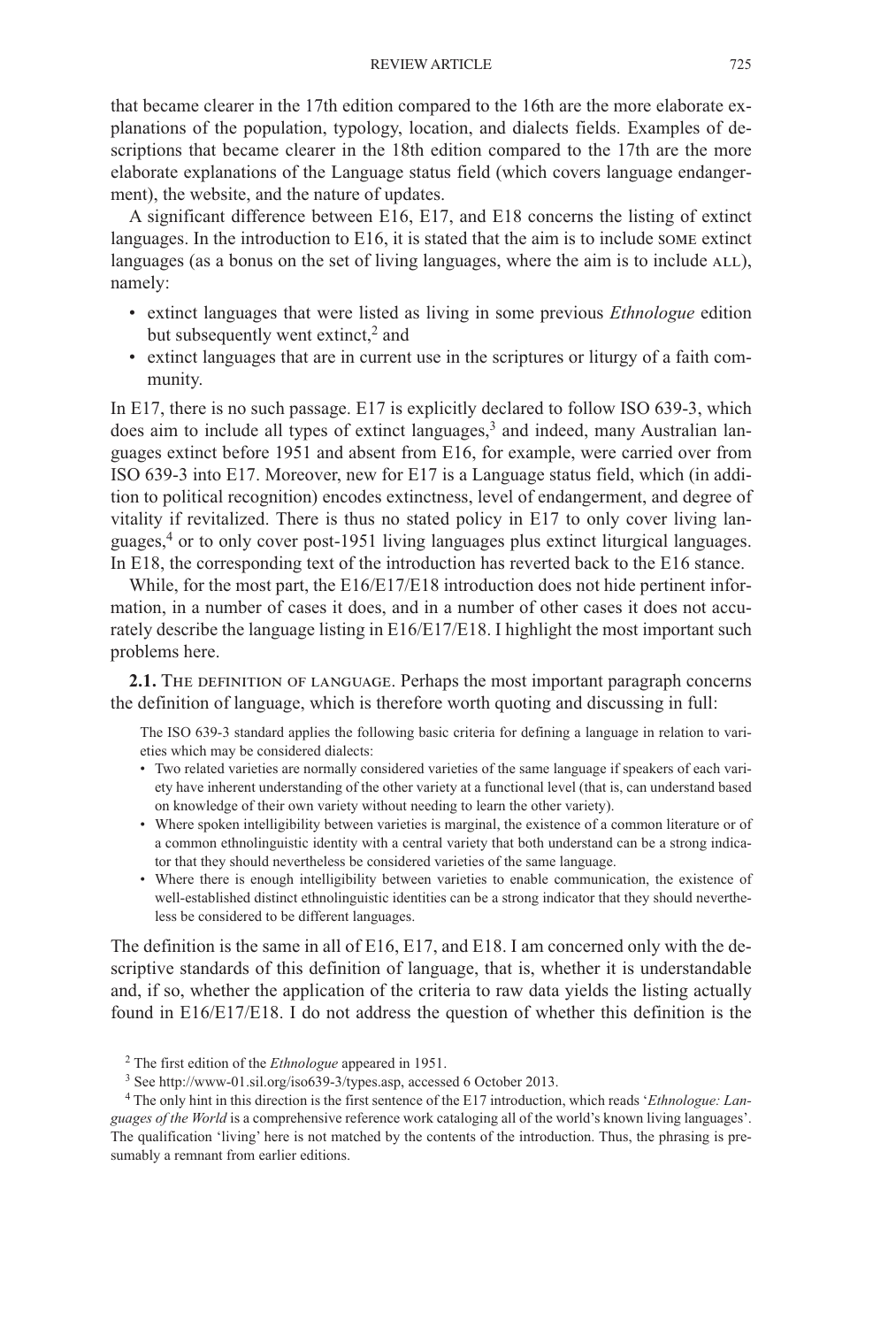that became clearer in the 17th edition compared to the 16th are the more elaborate explanations of the population, typology, location, and dialects fields. Examples of descriptions that became clearer in the 18th edition compared to the 17th are the more elaborate explanations of the Language status field (which covers language endangerment), the website, and the nature of updates.

A significant difference between E16, E17, and E18 concerns the listing of extinct languages. In the introduction to E16, it is stated that the aim is to include SOME extinct languages (as a bonus on the set of living languages, where the aim is to include ALL), namely:

- extinct languages that were listed as living in some previous *Ethnologue* edition but subsequently went extinct,[2] and
- extinct languages that are in current use in the scriptures or liturgy of a faith community.

In E17, there is no such passage. E17 is explicitly declared to follow ISO 639-3, which does aim to include all types of extinct languages,[3] and indeed, many Australian languages extinct before 1951 and absent from E16, for example, were carried over from ISO 639-3 into E17. Moreover, new for E17 is a Language status field, which (in addition to political recognition) encodes extinctness, level of endangerment, and degree of vitality if revitalized. There is thus no stated policy in E17 to only cover living languages,[4] or to only cover post-1951 living languages plus extinct liturgical languages. In E18, the corresponding text of the introduction has reverted back to the E16 stance.

While, for the most part, the E16/E17/E18 introduction does not hide pertinent information, in a number of cases it does, and in a number of other cases it does not accurately describe the language listing in E16/E17/E18. I highlight the most important such problems here.

**2.1.** THE DEFINITION OF LANGUAGE. Perhaps the most important paragraph concerns the definition of language, which is therefore worth quoting and discussing in full:

> The ISO 639-3 standard applies the following basic criteria for defining a language in relation to varieties which may be considered dialects:
>
> - Two related varieties are normally considered varieties of the same language if speakers of each variety have inherent understanding of the other variety at a functional level (that is, can understand based on knowledge of their own variety without needing to learn the other variety).
> - Where spoken intelligibility between varieties is marginal, the existence of a common literature or of a common ethnolinguistic identity with a central variety that both understand can be a strong indicator that they should nevertheless be considered varieties of the same language.
> - Where there is enough intelligibility between varieties to enable communication, the existence of well-established distinct ethnolinguistic identities can be a strong indicator that they should nevertheless be considered to be different languages.

The definition is the same in all of E16, E17, and E18. I am concerned only with the descriptive standards of this definition of language, that is, whether it is understandable and, if so, whether the application of the criteria to raw data yields the listing actually found in E16/E17/E18. I do not address the question of whether this definition is the

[2] The first edition of the *Ethnologue* appeared in 1951.

[3] See http://www-01.sil.org/iso639-3/types.asp, accessed 6 October 2013.

[4] The only hint in this direction is the first sentence of the E17 introduction, which reads '*Ethnologue: Languages of the World* is a comprehensive reference work cataloging all of the world's known living languages'. The qualification 'living' here is not matched by the contents of the introduction. Thus, the phrasing is presumably a remnant from earlier editions.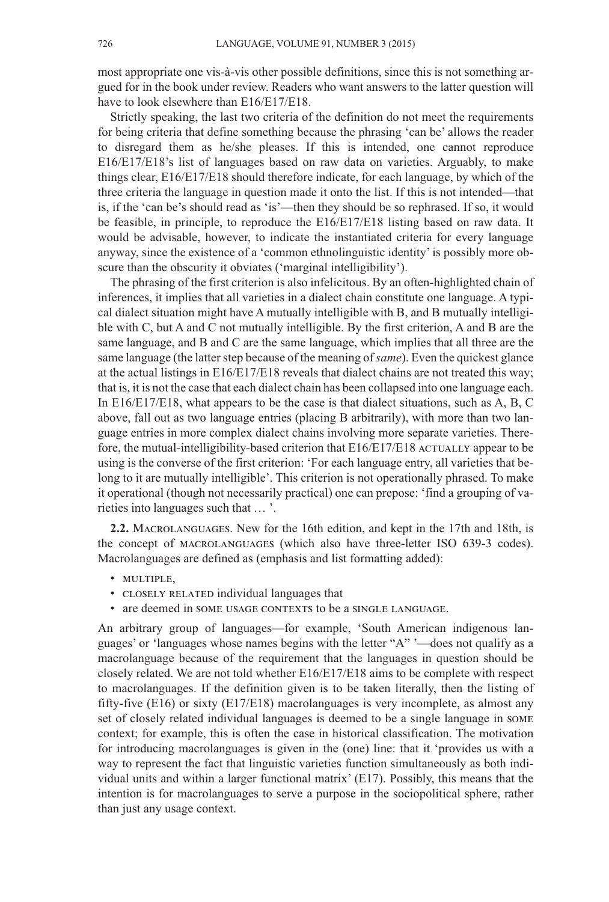most appropriate one vis-à-vis other possible definitions, since this is not something argued for in the book under review. Readers who want answers to the latter question will have to look elsewhere than E16/E17/E18.

Strictly speaking, the last two criteria of the definition do not meet the requirements for being criteria that define something because the phrasing 'can be' allows the reader to disregard them as he/she pleases. If this is intended, one cannot reproduce E16/E17/E18's list of languages based on raw data on varieties. Arguably, to make things clear, E16/E17/E18 should therefore indicate, for each language, by which of the three criteria the language in question made it onto the list. If this is not intended—that is, if the 'can be's should read as 'is'—then they should be so rephrased. If so, it would be feasible, in principle, to reproduce the E16/E17/E18 listing based on raw data. It would be advisable, however, to indicate the instantiated criteria for every language anyway, since the existence of a 'common ethnolinguistic identity' is possibly more obscure than the obscurity it obviates ('marginal intelligibility').

The phrasing of the first criterion is also infelicitous. By an often-highlighted chain of inferences, it implies that all varieties in a dialect chain constitute one language. A typical dialect situation might have A mutually intelligible with B, and B mutually intelligible with C, but A and C not mutually intelligible. By the first criterion, A and B are the same language, and B and C are the same language, which implies that all three are the same language (the latter step because of the meaning of *same*). Even the quickest glance at the actual listings in E16/E17/E18 reveals that dialect chains are not treated this way; that is, it is not the case that each dialect chain has been collapsed into one language each. In E16/E17/E18, what appears to be the case is that dialect situations, such as A, B, C above, fall out as two language entries (placing B arbitrarily), with more than two language entries in more complex dialect chains involving more separate varieties. Therefore, the mutual-intelligibility-based criterion that E16/E17/E18 ACTUALLY appear to be using is the converse of the first criterion: 'For each language entry, all varieties that belong to it are mutually intelligible'. This criterion is not operationally phrased. To make it operational (though not necessarily practical) one can prepose: 'find a grouping of varieties into languages such that … '.

**2.2.** MACROLANGUAGES. New for the 16th edition, and kept in the 17th and 18th, is the concept of MACROLANGUAGES (which also have three-letter ISO 639-3 codes). Macrolanguages are defined as (emphasis and list formatting added):

- MULTIPLE,
- CLOSELY RELATED individual languages that
- are deemed in SOME USAGE CONTEXTS to be a SINGLE LANGUAGE.

An arbitrary group of languages—for example, 'South American indigenous languages' or 'languages whose names begins with the letter "A" '—does not qualify as a macrolanguage because of the requirement that the languages in question should be closely related. We are not told whether E16/E17/E18 aims to be complete with respect to macrolanguages. If the definition given is to be taken literally, then the listing of fifty-five (E16) or sixty (E17/E18) macrolanguages is very incomplete, as almost any set of closely related individual languages is deemed to be a single language in SOME context; for example, this is often the case in historical classification. The motivation for introducing macrolanguages is given in the (one) line: that it 'provides us with a way to represent the fact that linguistic varieties function simultaneously as both individual units and within a larger functional matrix' (E17). Possibly, this means that the intention is for macrolanguages to serve a purpose in the sociopolitical sphere, rather than just any usage context.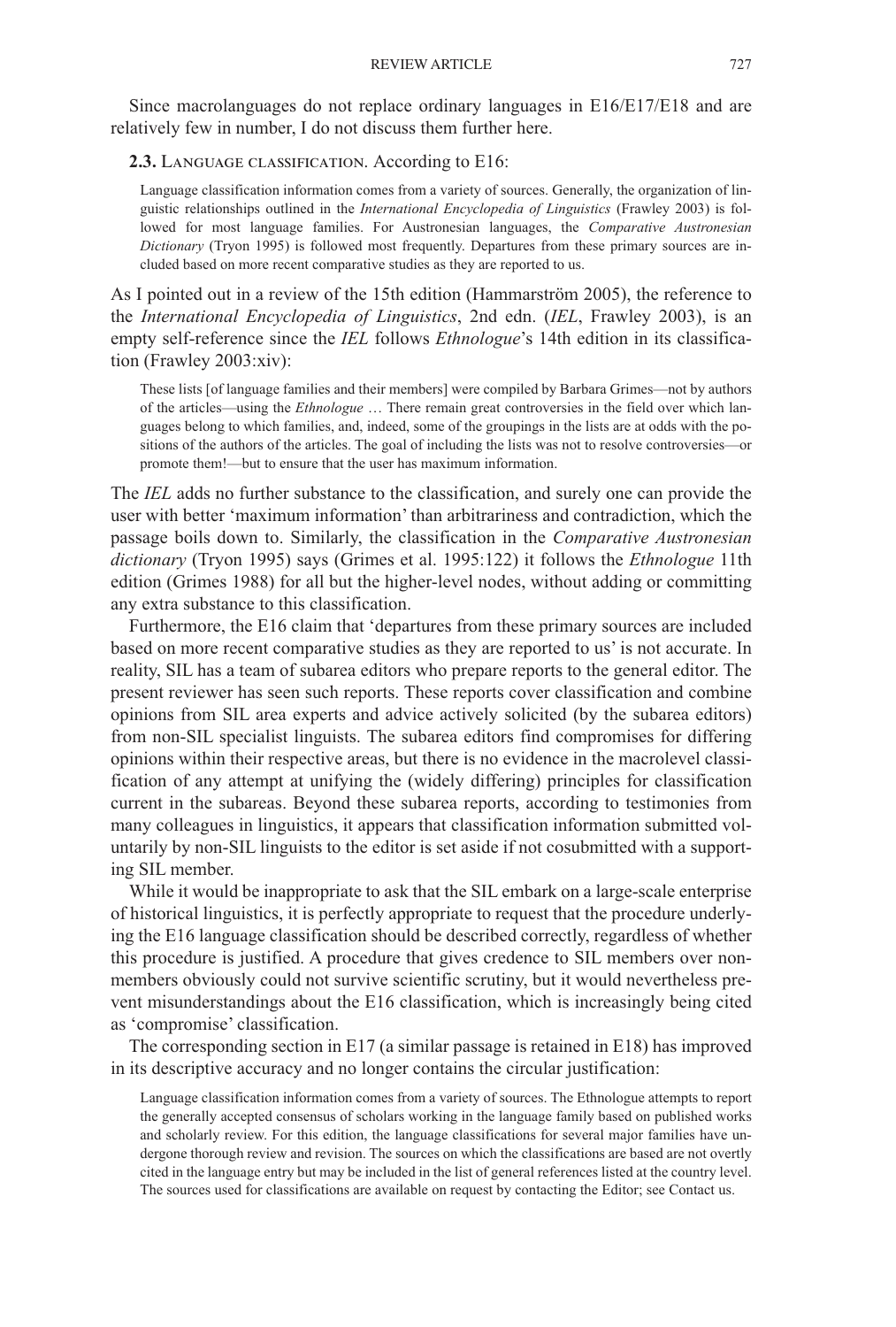Since macrolanguages do not replace ordinary languages in E16/E17/E18 and are relatively few in number, I do not discuss them further here.

**2.3.** Language classification. According to E16:

> Language classification information comes from a variety of sources. Generally, the organization of linguistic relationships outlined in the *International Encyclopedia of Linguistics* (Frawley 2003) is followed for most language families. For Austronesian languages, the *Comparative Austronesian Dictionary* (Tryon 1995) is followed most frequently. Departures from these primary sources are included based on more recent comparative studies as they are reported to us.

As I pointed out in a review of the 15th edition (Hammarström 2005), the reference to the *International Encyclopedia of Linguistics*, 2nd edn. (*IEL*, Frawley 2003), is an empty self-reference since the *IEL* follows *Ethnologue*'s 14th edition in its classification (Frawley 2003:xiv):

> These lists [of language families and their members] were compiled by Barbara Grimes—not by authors of the articles—using the *Ethnologue* … There remain great controversies in the field over which languages belong to which families, and, indeed, some of the groupings in the lists are at odds with the positions of the authors of the articles. The goal of including the lists was not to resolve controversies—or promote them!—but to ensure that the user has maximum information.

The *IEL* adds no further substance to the classification, and surely one can provide the user with better 'maximum information' than arbitrariness and contradiction, which the passage boils down to. Similarly, the classification in the *Comparative Austronesian dictionary* (Tryon 1995) says (Grimes et al. 1995:122) it follows the *Ethnologue* 11th edition (Grimes 1988) for all but the higher-level nodes, without adding or committing any extra substance to this classification.

Furthermore, the E16 claim that 'departures from these primary sources are included based on more recent comparative studies as they are reported to us' is not accurate. In reality, SIL has a team of subarea editors who prepare reports to the general editor. The present reviewer has seen such reports. These reports cover classification and combine opinions from SIL area experts and advice actively solicited (by the subarea editors) from non-SIL specialist linguists. The subarea editors find compromises for differing opinions within their respective areas, but there is no evidence in the macrolevel classification of any attempt at unifying the (widely differing) principles for classification current in the subareas. Beyond these subarea reports, according to testimonies from many colleagues in linguistics, it appears that classification information submitted voluntarily by non-SIL linguists to the editor is set aside if not cosubmitted with a supporting SIL member.

While it would be inappropriate to ask that the SIL embark on a large-scale enterprise of historical linguistics, it is perfectly appropriate to request that the procedure underlying the E16 language classification should be described correctly, regardless of whether this procedure is justified. A procedure that gives credence to SIL members over nonmembers obviously could not survive scientific scrutiny, but it would nevertheless prevent misunderstandings about the E16 classification, which is increasingly being cited as 'compromise' classification.

The corresponding section in E17 (a similar passage is retained in E18) has improved in its descriptive accuracy and no longer contains the circular justification:

> Language classification information comes from a variety of sources. The Ethnologue attempts to report the generally accepted consensus of scholars working in the language family based on published works and scholarly review. For this edition, the language classifications for several major families have undergone thorough review and revision. The sources on which the classifications are based are not overtly cited in the language entry but may be included in the list of general references listed at the country level. The sources used for classifications are available on request by contacting the Editor; see Contact us.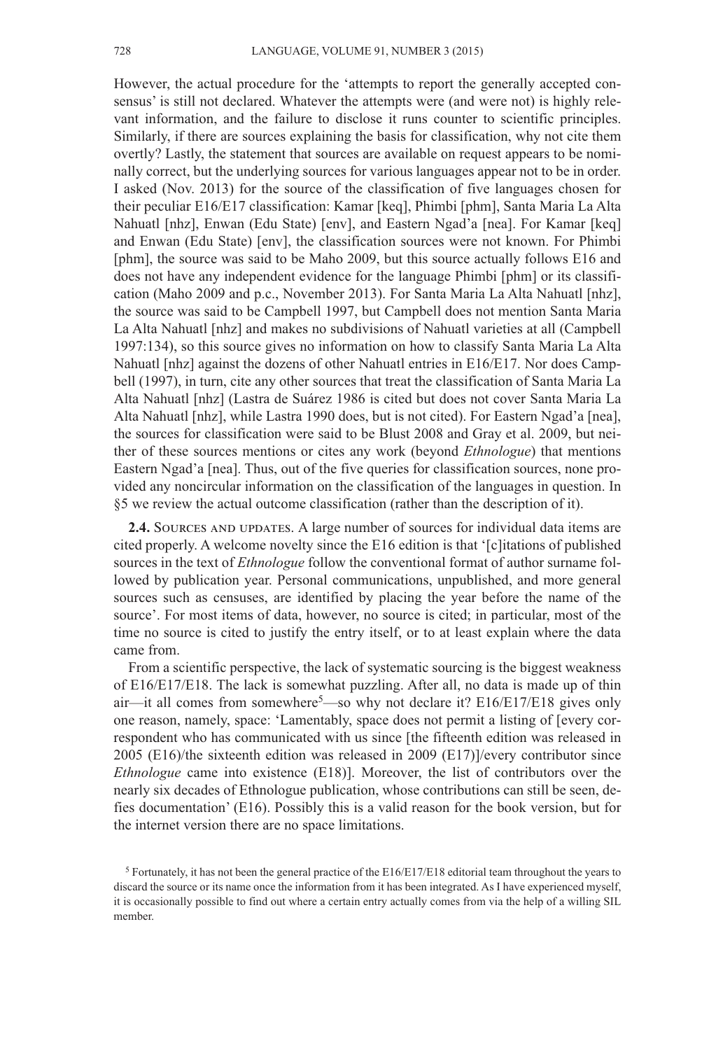However, the actual procedure for the 'attempts to report the generally accepted consensus' is still not declared. Whatever the attempts were (and were not) is highly relevant information, and the failure to disclose it runs counter to scientific principles. Similarly, if there are sources explaining the basis for classification, why not cite them overtly? Lastly, the statement that sources are available on request appears to be nominally correct, but the underlying sources for various languages appear not to be in order. I asked (Nov. 2013) for the source of the classification of five languages chosen for their peculiar E16/E17 classification: Kamar [keq], Phimbi [phm], Santa Maria La Alta Nahuatl [nhz], Enwan (Edu State) [env], and Eastern Ngad'a [nea]. For Kamar [keq] and Enwan (Edu State) [env], the classification sources were not known. For Phimbi [phm], the source was said to be Maho 2009, but this source actually follows E16 and does not have any independent evidence for the language Phimbi [phm] or its classification (Maho 2009 and p.c., November 2013). For Santa Maria La Alta Nahuatl [nhz], the source was said to be Campbell 1997, but Campbell does not mention Santa Maria La Alta Nahuatl [nhz] and makes no subdivisions of Nahuatl varieties at all (Campbell 1997:134), so this source gives no information on how to classify Santa Maria La Alta Nahuatl [nhz] against the dozens of other Nahuatl entries in E16/E17. Nor does Campbell (1997), in turn, cite any other sources that treat the classification of Santa Maria La Alta Nahuatl [nhz] (Lastra de Suárez 1986 is cited but does not cover Santa Maria La Alta Nahuatl [nhz], while Lastra 1990 does, but is not cited). For Eastern Ngad'a [nea], the sources for classification were said to be Blust 2008 and Gray et al. 2009, but neither of these sources mentions or cites any work (beyond *Ethnologue*) that mentions Eastern Ngad'a [nea]. Thus, out of the five queries for classification sources, none provided any noncircular information on the classification of the languages in question. In §5 we review the actual outcome classification (rather than the description of it).

**2.4.** Sources and updates. A large number of sources for individual data items are cited properly. A welcome novelty since the E16 edition is that '[c]itations of published sources in the text of *Ethnologue* follow the conventional format of author surname followed by publication year. Personal communications, unpublished, and more general sources such as censuses, are identified by placing the year before the name of the source'. For most items of data, however, no source is cited; in particular, most of the time no source is cited to justify the entry itself, or to at least explain where the data came from.

From a scientific perspective, the lack of systematic sourcing is the biggest weakness of E16/E17/E18. The lack is somewhat puzzling. After all, no data is made up of thin air—it all comes from somewhere[5]—so why not declare it? E16/E17/E18 gives only one reason, namely, space: 'Lamentably, space does not permit a listing of [every correspondent who has communicated with us since [the fifteenth edition was released in 2005 (E16)/the sixteenth edition was released in 2009 (E17)]/every contributor since *Ethnologue* came into existence (E18)]. Moreover, the list of contributors over the nearly six decades of Ethnologue publication, whose contributions can still be seen, defies documentation' (E16). Possibly this is a valid reason for the book version, but for the internet version there are no space limitations.

[5] Fortunately, it has not been the general practice of the E16/E17/E18 editorial team throughout the years to discard the source or its name once the information from it has been integrated. As I have experienced myself, it is occasionally possible to find out where a certain entry actually comes from via the help of a willing SIL member.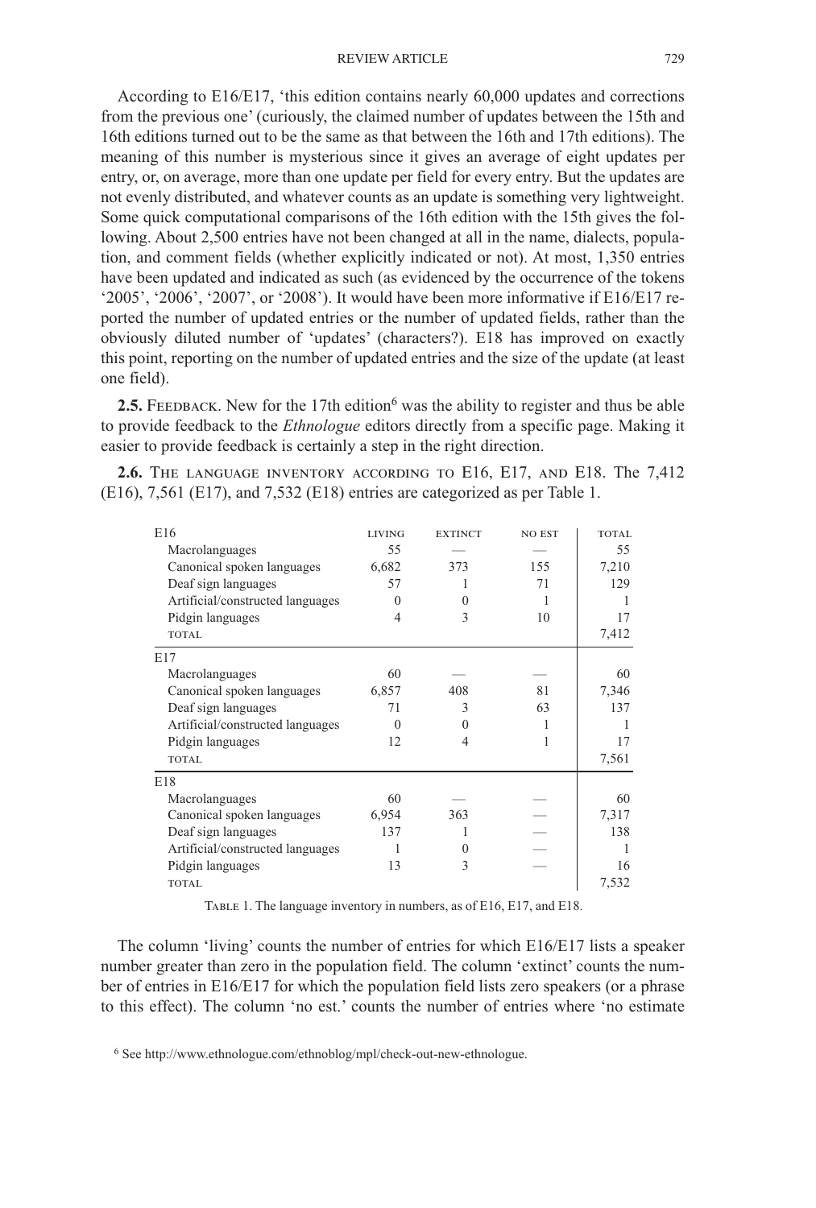According to E16/E17, 'this edition contains nearly 60,000 updates and corrections from the previous one' (curiously, the claimed number of updates between the 15th and 16th editions turned out to be the same as that between the 16th and 17th editions). The meaning of this number is mysterious since it gives an average of eight updates per entry, or, on average, more than one update per field for every entry. But the updates are not evenly distributed, and whatever counts as an update is something very lightweight. Some quick computational comparisons of the 16th edition with the 15th gives the following. About 2,500 entries have not been changed at all in the name, dialects, population, and comment fields (whether explicitly indicated or not). At most, 1,350 entries have been updated and indicated as such (as evidenced by the occurrence of the tokens '2005', '2006', '2007', or '2008'). It would have been more informative if E16/E17 reported the number of updated entries or the number of updated fields, rather than the obviously diluted number of 'updates' (characters?). E18 has improved on exactly this point, reporting on the number of updated entries and the size of the update (at least one field).

**2.5.** Feedback. New for the 17th edition[6] was the ability to register and thus be able to provide feedback to the *Ethnologue* editors directly from a specific page. Making it easier to provide feedback is certainly a step in the right direction.

**2.6.** The language inventory according to E16, E17, and E18. The 7,412 (E16), 7,561 (E17), and 7,532 (E18) entries are categorized as per Table 1.

| | LIVING | EXTINCT | NO EST | TOTAL |
|---|---|---|---|---|
| E16 | | | | |
| Macrolanguages | 55 | — | — | 55 |
| Canonical spoken languages | 6,682 | 373 | 155 | 7,210 |
| Deaf sign languages | 57 | 1 | 71 | 129 |
| Artificial/constructed languages | 0 | 0 | 1 | 1 |
| Pidgin languages | 4 | 3 | 10 | 17 |
| TOTAL | | | | 7,412 |
| E17 | | | | |
| Macrolanguages | 60 | — | — | 60 |
| Canonical spoken languages | 6,857 | 408 | 81 | 7,346 |
| Deaf sign languages | 71 | 3 | 63 | 137 |
| Artificial/constructed languages | 0 | 0 | 1 | 1 |
| Pidgin languages | 12 | 4 | 1 | 17 |
| TOTAL | | | | 7,561 |
| E18 | | | | |
| Macrolanguages | 60 | — | — | 60 |
| Canonical spoken languages | 6,954 | 363 | — | 7,317 |
| Deaf sign languages | 137 | 1 | — | 138 |
| Artificial/constructed languages | 1 | 0 | — | 1 |
| Pidgin languages | 13 | 3 | — | 16 |
| TOTAL | | | | 7,532 |

Table 1. The language inventory in numbers, as of E16, E17, and E18.

The column 'living' counts the number of entries for which E16/E17 lists a speaker number greater than zero in the population field. The column 'extinct' counts the number of entries in E16/E17 for which the population field lists zero speakers (or a phrase to this effect). The column 'no est.' counts the number of entries where 'no estimate

[6] See http://www.ethnologue.com/ethnoblog/mpl/check-out-new-ethnologue.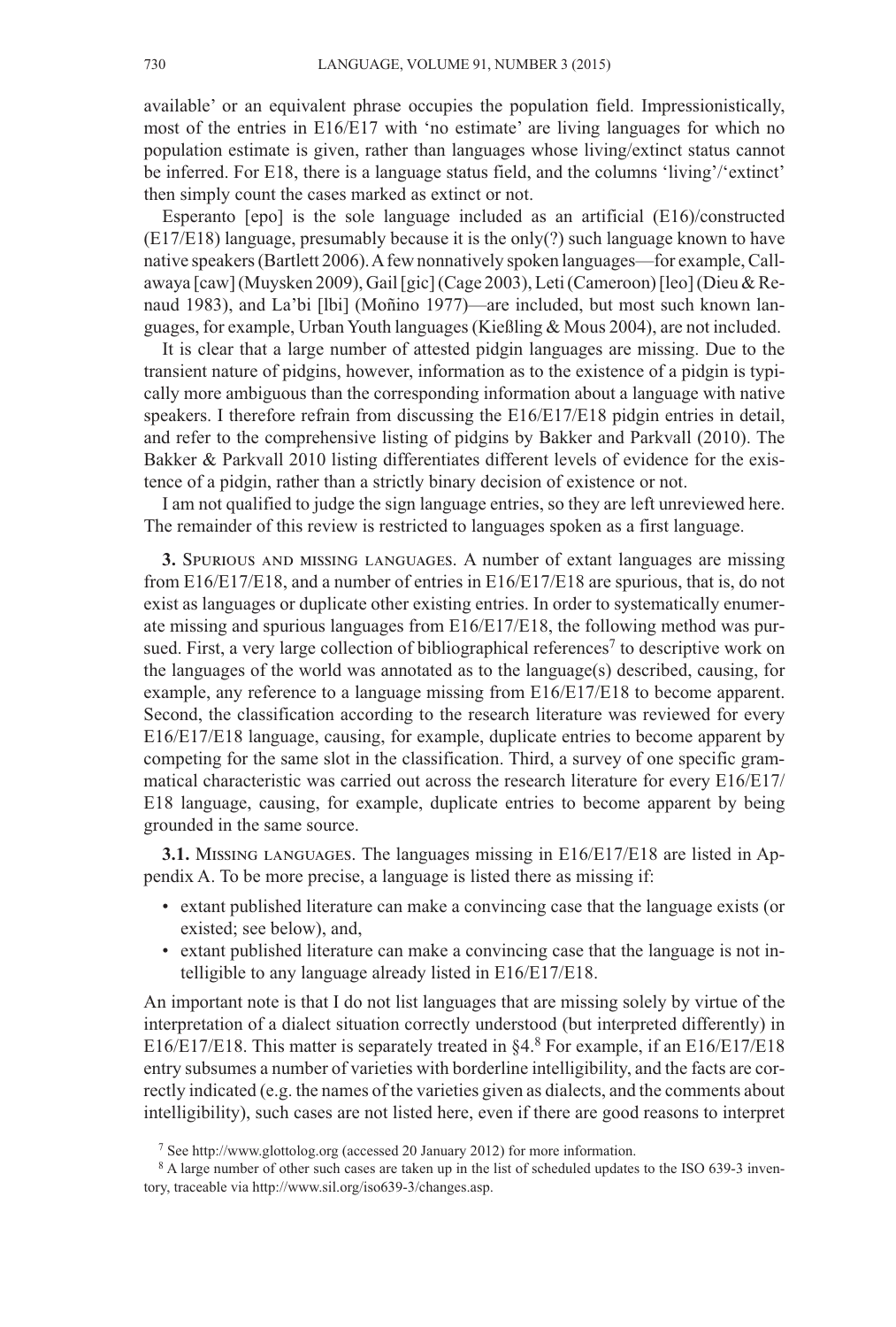available' or an equivalent phrase occupies the population field. Impressionistically, most of the entries in E16/E17 with 'no estimate' are living languages for which no population estimate is given, rather than languages whose living/extinct status cannot be inferred. For E18, there is a language status field, and the columns 'living'/'extinct' then simply count the cases marked as extinct or not.

Esperanto [epo] is the sole language included as an artificial (E16)/constructed (E17/E18) language, presumably because it is the only(?) such language known to have native speakers (Bartlett 2006). A few nonnatively spoken languages—for example, Callawaya [caw] (Muysken 2009), Gail [gic] (Cage 2003), Leti (Cameroon) [leo] (Dieu & Renaud 1983), and La'bi [lbi] (Moñino 1977)—are included, but most such known languages, for example, Urban Youth languages (Kießling & Mous 2004), are not included.

It is clear that a large number of attested pidgin languages are missing. Due to the transient nature of pidgins, however, information as to the existence of a pidgin is typically more ambiguous than the corresponding information about a language with native speakers. I therefore refrain from discussing the E16/E17/E18 pidgin entries in detail, and refer to the comprehensive listing of pidgins by Bakker and Parkvall (2010). The Bakker & Parkvall 2010 listing differentiates different levels of evidence for the existence of a pidgin, rather than a strictly binary decision of existence or not.

I am not qualified to judge the sign language entries, so they are left unreviewed here. The remainder of this review is restricted to languages spoken as a first language.

**3.** Spurious and missing languages. A number of extant languages are missing from E16/E17/E18, and a number of entries in E16/E17/E18 are spurious, that is, do not exist as languages or duplicate other existing entries. In order to systematically enumerate missing and spurious languages from E16/E17/E18, the following method was pursued. First, a very large collection of bibliographical references[7] to descriptive work on the languages of the world was annotated as to the language(s) described, causing, for example, any reference to a language missing from E16/E17/E18 to become apparent. Second, the classification according to the research literature was reviewed for every E16/E17/E18 language, causing, for example, duplicate entries to become apparent by competing for the same slot in the classification. Third, a survey of one specific grammatical characteristic was carried out across the research literature for every E16/E17/E18 language, causing, for example, duplicate entries to become apparent by being grounded in the same source.

**3.1.** Missing languages. The languages missing in E16/E17/E18 are listed in Appendix A. To be more precise, a language is listed there as missing if:

- extant published literature can make a convincing case that the language exists (or existed; see below), and,
- extant published literature can make a convincing case that the language is not intelligible to any language already listed in E16/E17/E18.

An important note is that I do not list languages that are missing solely by virtue of the interpretation of a dialect situation correctly understood (but interpreted differently) in E16/E17/E18. This matter is separately treated in §4.[8] For example, if an E16/E17/E18 entry subsumes a number of varieties with borderline intelligibility, and the facts are correctly indicated (e.g. the names of the varieties given as dialects, and the comments about intelligibility), such cases are not listed here, even if there are good reasons to interpret

[7] See http://www.glottolog.org (accessed 20 January 2012) for more information.

[8] A large number of other such cases are taken up in the list of scheduled updates to the ISO 639-3 inventory, traceable via http://www.sil.org/iso639-3/changes.asp.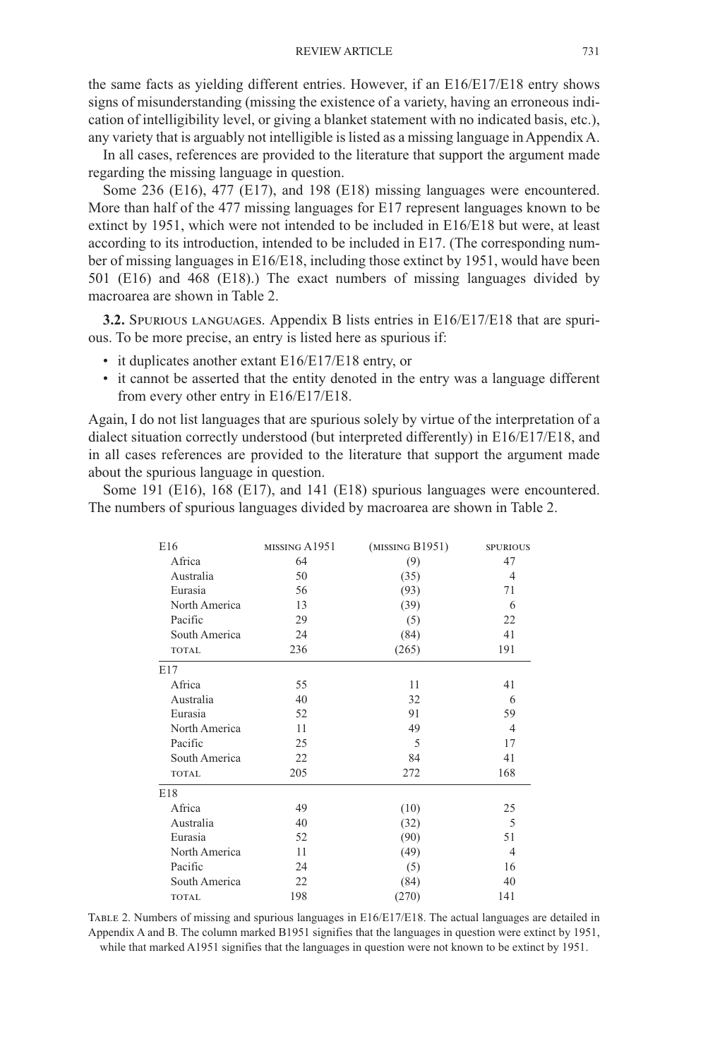the same facts as yielding different entries. However, if an E16/E17/E18 entry shows signs of misunderstanding (missing the existence of a variety, having an erroneous indication of intelligibility level, or giving a blanket statement with no indicated basis, etc.), any variety that is arguably not intelligible is listed as a missing language in Appendix A.

In all cases, references are provided to the literature that support the argument made regarding the missing language in question.

Some 236 (E16), 477 (E17), and 198 (E18) missing languages were encountered. More than half of the 477 missing languages for E17 represent languages known to be extinct by 1951, which were not intended to be included in E16/E18 but were, at least according to its introduction, intended to be included in E17. (The corresponding number of missing languages in E16/E18, including those extinct by 1951, would have been 501 (E16) and 468 (E18).) The exact numbers of missing languages divided by macroarea are shown in Table 2.

**3.2.** Spurious languages. Appendix B lists entries in E16/E17/E18 that are spurious. To be more precise, an entry is listed here as spurious if:

- it duplicates another extant E16/E17/E18 entry, or
- it cannot be asserted that the entity denoted in the entry was a language different from every other entry in E16/E17/E18.

Again, I do not list languages that are spurious solely by virtue of the interpretation of a dialect situation correctly understood (but interpreted differently) in E16/E17/E18, and in all cases references are provided to the literature that support the argument made about the spurious language in question.

Some 191 (E16), 168 (E17), and 141 (E18) spurious languages were encountered. The numbers of spurious languages divided by macroarea are shown in Table 2.

| E16 | missing A1951 | (missing B1951) | spurious |
|---|---|---|---|
| Africa | 64 | (9) | 47 |
| Australia | 50 | (35) | 4 |
| Eurasia | 56 | (93) | 71 |
| North America | 13 | (39) | 6 |
| Pacific | 29 | (5) | 22 |
| South America | 24 | (84) | 41 |
| total | 236 | (265) | 191 |
| **E17** | | | |
| Africa | 55 | 11 | 41 |
| Australia | 40 | 32 | 6 |
| Eurasia | 52 | 91 | 59 |
| North America | 11 | 49 | 4 |
| Pacific | 25 | 5 | 17 |
| South America | 22 | 84 | 41 |
| total | 205 | 272 | 168 |
| **E18** | | | |
| Africa | 49 | (10) | 25 |
| Australia | 40 | (32) | 5 |
| Eurasia | 52 | (90) | 51 |
| North America | 11 | (49) | 4 |
| Pacific | 24 | (5) | 16 |
| South America | 22 | (84) | 40 |
| total | 198 | (270) | 141 |

Table 2. Numbers of missing and spurious languages in E16/E17/E18. The actual languages are detailed in Appendix A and B. The column marked B1951 signifies that the languages in question were extinct by 1951, while that marked A1951 signifies that the languages in question were not known to be extinct by 1951.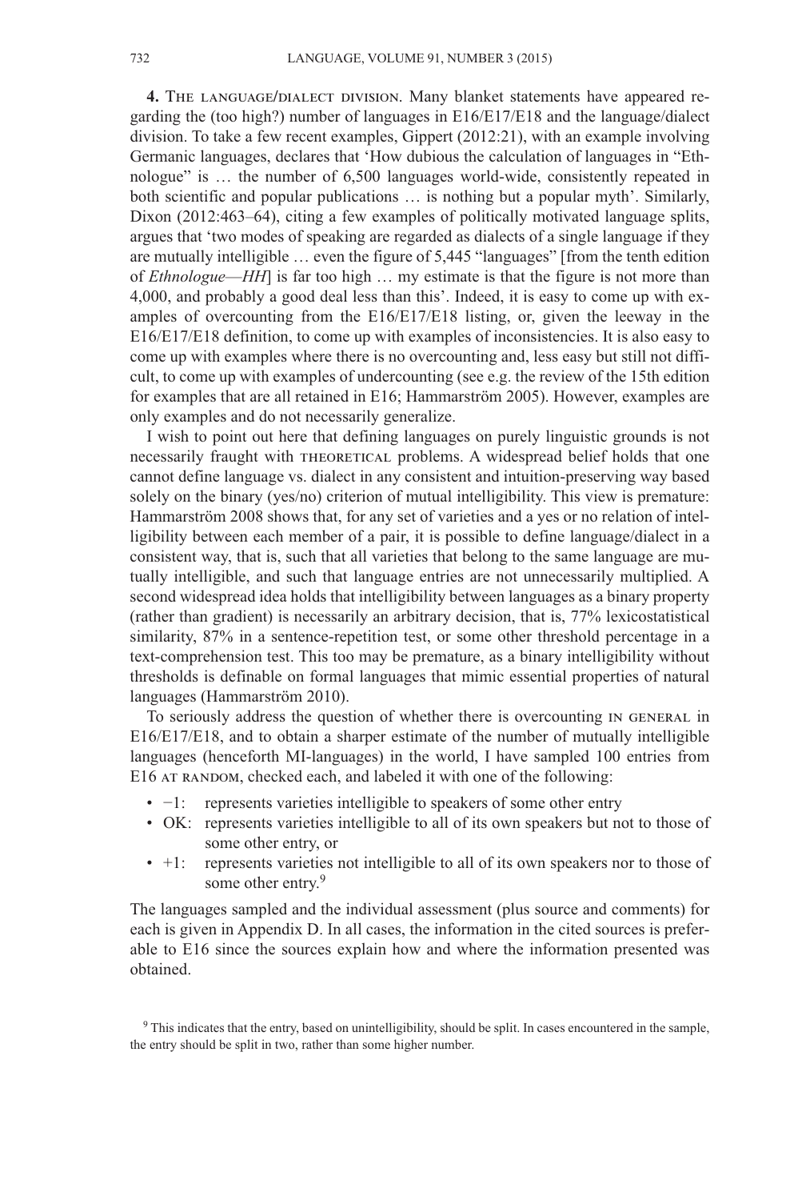**4. The language/dialect division.** Many blanket statements have appeared regarding the (too high?) number of languages in E16/E17/E18 and the language/dialect division. To take a few recent examples, Gippert (2012:21), with an example involving Germanic languages, declares that 'How dubious the calculation of languages in "Ethnologue" is … the number of 6,500 languages world-wide, consistently repeated in both scientific and popular publications … is nothing but a popular myth'. Similarly, Dixon (2012:463–64), citing a few examples of politically motivated language splits, argues that 'two modes of speaking are regarded as dialects of a single language if they are mutually intelligible … even the figure of 5,445 "languages" [from the tenth edition of *Ethnologue*—*HH*] is far too high … my estimate is that the figure is not more than 4,000, and probably a good deal less than this'. Indeed, it is easy to come up with examples of overcounting from the E16/E17/E18 listing, or, given the leeway in the E16/E17/E18 definition, to come up with examples of inconsistencies. It is also easy to come up with examples where there is no overcounting and, less easy but still not difficult, to come up with examples of undercounting (see e.g. the review of the 15th edition for examples that are all retained in E16; Hammarström 2005). However, examples are only examples and do not necessarily generalize.

I wish to point out here that defining languages on purely linguistic grounds is not necessarily fraught with THEORETICAL problems. A widespread belief holds that one cannot define language vs. dialect in any consistent and intuition-preserving way based solely on the binary (yes/no) criterion of mutual intelligibility. This view is premature: Hammarström 2008 shows that, for any set of varieties and a yes or no relation of intelligibility between each member of a pair, it is possible to define language/dialect in a consistent way, that is, such that all varieties that belong to the same language are mutually intelligible, and such that language entries are not unnecessarily multiplied. A second widespread idea holds that intelligibility between languages as a binary property (rather than gradient) is necessarily an arbitrary decision, that is, 77% lexicostatistical similarity, 87% in a sentence-repetition test, or some other threshold percentage in a text-comprehension test. This too may be premature, as a binary intelligibility without thresholds is definable on formal languages that mimic essential properties of natural languages (Hammarström 2010).

To seriously address the question of whether there is overcounting IN GENERAL in E16/E17/E18, and to obtain a sharper estimate of the number of mutually intelligible languages (henceforth MI-languages) in the world, I have sampled 100 entries from E16 AT RANDOM, checked each, and labeled it with one of the following:

- −1: represents varieties intelligible to speakers of some other entry
- OK: represents varieties intelligible to all of its own speakers but not to those of some other entry, or
- +1: represents varieties not intelligible to all of its own speakers nor to those of some other entry.[9]

The languages sampled and the individual assessment (plus source and comments) for each is given in Appendix D. In all cases, the information in the cited sources is preferable to E16 since the sources explain how and where the information presented was obtained.

[9] This indicates that the entry, based on unintelligibility, should be split. In cases encountered in the sample, the entry should be split in two, rather than some higher number.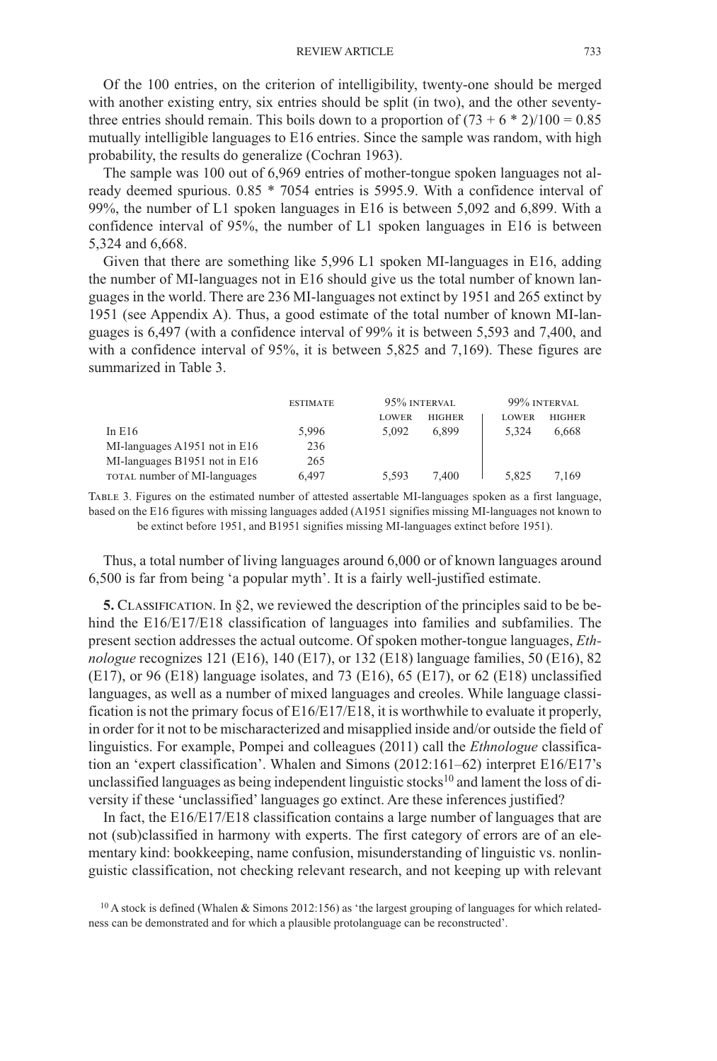Of the 100 entries, on the criterion of intelligibility, twenty-one should be merged with another existing entry, six entries should be split (in two), and the other seventy-three entries should remain. This boils down to a proportion of $(73 + 6 * 2)/100 = 0.85$ mutually intelligible languages to E16 entries. Since the sample was random, with high probability, the results do generalize (Cochran 1963).

The sample was 100 out of 6,969 entries of mother-tongue spoken languages not already deemed spurious. $0.85 * 7054$ entries is 5995.9. With a confidence interval of 99%, the number of L1 spoken languages in E16 is between 5,092 and 6,899. With a confidence interval of 95%, the number of L1 spoken languages in E16 is between 5,324 and 6,668.

Given that there are something like 5,996 L1 spoken MI-languages in E16, adding the number of MI-languages not in E16 should give us the total number of known languages in the world. There are 236 MI-languages not extinct by 1951 and 265 extinct by 1951 (see Appendix A). Thus, a good estimate of the total number of known MI-languages is 6,497 (with a confidence interval of 99% it is between 5,593 and 7,400, and with a confidence interval of 95%, it is between 5,825 and 7,169). These figures are summarized in Table 3.

| | ESTIMATE | 95% INTERVAL | | 99% INTERVAL | |
|---|---|---|---|---|---|
| | | LOWER | HIGHER | LOWER | HIGHER |
| In E16 | 5,996 | 5,092 | 6,899 | 5,324 | 6,668 |
| MI-languages A1951 not in E16 | 236 | | | | |
| MI-languages B1951 not in E16 | 265 | | | | |
| TOTAL number of MI-languages | 6,497 | 5,593 | 7,400 | 5,825 | 7,169 |

TABLE 3. Figures on the estimated number of attested assertable MI-languages spoken as a first language, based on the E16 figures with missing languages added (A1951 signifies missing MI-languages not known to be extinct before 1951, and B1951 signifies missing MI-languages extinct before 1951).

Thus, a total number of living languages around 6,000 or of known languages around 6,500 is far from being 'a popular myth'. It is a fairly well-justified estimate.

**5.** CLASSIFICATION. In §2, we reviewed the description of the principles said to be behind the E16/E17/E18 classification of languages into families and subfamilies. The present section addresses the actual outcome. Of spoken mother-tongue languages, *Ethnologue* recognizes 121 (E16), 140 (E17), or 132 (E18) language families, 50 (E16), 82 (E17), or 96 (E18) language isolates, and 73 (E16), 65 (E17), or 62 (E18) unclassified languages, as well as a number of mixed languages and creoles. While language classification is not the primary focus of E16/E17/E18, it is worthwhile to evaluate it properly, in order for it not to be mischaracterized and misapplied inside and/or outside the field of linguistics. For example, Pompei and colleagues (2011) call the *Ethnologue* classification an 'expert classification'. Whalen and Simons (2012:161–62) interpret E16/E17's unclassified languages as being independent linguistic stocks[10] and lament the loss of diversity if these 'unclassified' languages go extinct. Are these inferences justified?

In fact, the E16/E17/E18 classification contains a large number of languages that are not (sub)classified in harmony with experts. The first category of errors are of an elementary kind: bookkeeping, name confusion, misunderstanding of linguistic vs. nonlinguistic classification, not checking relevant research, and not keeping up with relevant

[10] A stock is defined (Whalen & Simons 2012:156) as 'the largest grouping of languages for which relatedness can be demonstrated and for which a plausible protolanguage can be reconstructed'.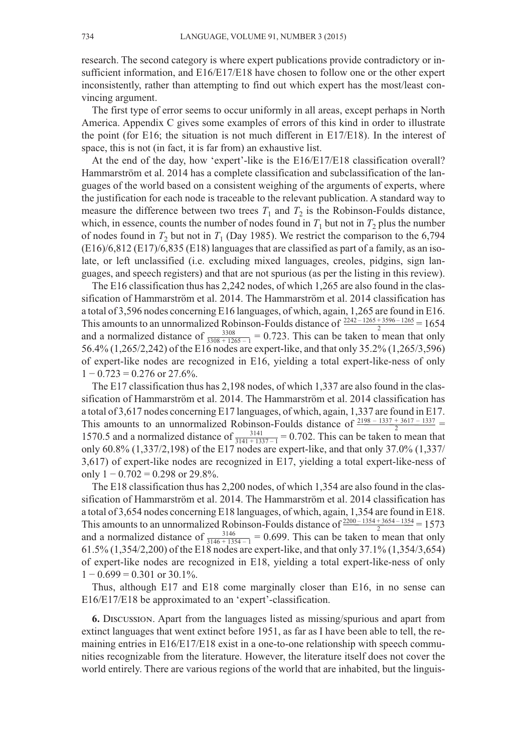research. The second category is where expert publications provide contradictory or insufficient information, and E16/E17/E18 have chosen to follow one or the other expert inconsistently, rather than attempting to find out which expert has the most/least convincing argument.

The first type of error seems to occur uniformly in all areas, except perhaps in North America. Appendix C gives some examples of errors of this kind in order to illustrate the point (for E16; the situation is not much different in E17/E18). In the interest of space, this is not (in fact, it is far from) an exhaustive list.

At the end of the day, how 'expert'-like is the E16/E17/E18 classification overall? Hammarström et al. 2014 has a complete classification and subclassification of the languages of the world based on a consistent weighing of the arguments of experts, where the justification for each node is traceable to the relevant publication. A standard way to measure the difference between two trees $T_1$ and $T_2$ is the Robinson-Foulds distance, which, in essence, counts the number of nodes found in $T_1$ but not in $T_2$ plus the number of nodes found in $T_2$ but not in $T_1$ (Day 1985). We restrict the comparison to the 6,794 (E16)/6,812 (E17)/6,835 (E18) languages that are classified as part of a family, as an isolate, or left unclassified (i.e. excluding mixed languages, creoles, pidgins, sign languages, and speech registers) and that are not spurious (as per the listing in this review).

The E16 classification thus has 2,242 nodes, of which 1,265 are also found in the classification of Hammarström et al. 2014. The Hammarström et al. 2014 classification has a total of 3,596 nodes concerning E16 languages, of which, again, 1,265 are found in E16. This amounts to an unnormalized Robinson-Foulds distance of $\frac{2242-1265+3596-1265}{2} = 1654$ and a normalized distance of $\frac{3308}{3308+1265-1} = 0.723$. This can be taken to mean that only 56.4% (1,265/2,242) of the E16 nodes are expert-like, and that only 35.2% (1,265/3,596) of expert-like nodes are recognized in E16, yielding a total expert-like-ness of only $1 - 0.723 = 0.276$ or 27.6%.

The E17 classification thus has 2,198 nodes, of which 1,337 are also found in the classification of Hammarström et al. 2014. The Hammarström et al. 2014 classification has a total of 3,617 nodes concerning E17 languages, of which, again, 1,337 are found in E17. This amounts to an unnormalized Robinson-Foulds distance of $\frac{2198-1337+3617-1337}{2} = 1570.5$ and a normalized distance of $\frac{3141}{3141+1337-1} = 0.702$. This can be taken to mean that only 60.8% (1,337/2,198) of the E17 nodes are expert-like, and that only 37.0% (1,337/3,617) of expert-like nodes are recognized in E17, yielding a total expert-like-ness of only $1 - 0.702 = 0.298$ or 29.8%.

The E18 classification thus has 2,200 nodes, of which 1,354 are also found in the classification of Hammarström et al. 2014. The Hammarström et al. 2014 classification has a total of 3,654 nodes concerning E18 languages, of which, again, 1,354 are found in E18. This amounts to an unnormalized Robinson-Foulds distance of $\frac{2200-1354+3654-1354}{2} = 1573$ and a normalized distance of $\frac{3146}{3146+1354-1} = 0.699$. This can be taken to mean that only 61.5% (1,354/2,200) of the E18 nodes are expert-like, and that only 37.1% (1,354/3,654) of expert-like nodes are recognized in E18, yielding a total expert-like-ness of only $1 - 0.699 = 0.301$ or 30.1%.

Thus, although E17 and E18 come marginally closer than E16, in no sense can E16/E17/E18 be approximated to an 'expert'-classification.

**6. Discussion.** Apart from the languages listed as missing/spurious and apart from extinct languages that went extinct before 1951, as far as I have been able to tell, the remaining entries in E16/E17/E18 exist in a one-to-one relationship with speech communities recognizable from the literature. However, the literature itself does not cover the world entirely. There are various regions of the world that are inhabited, but the linguis-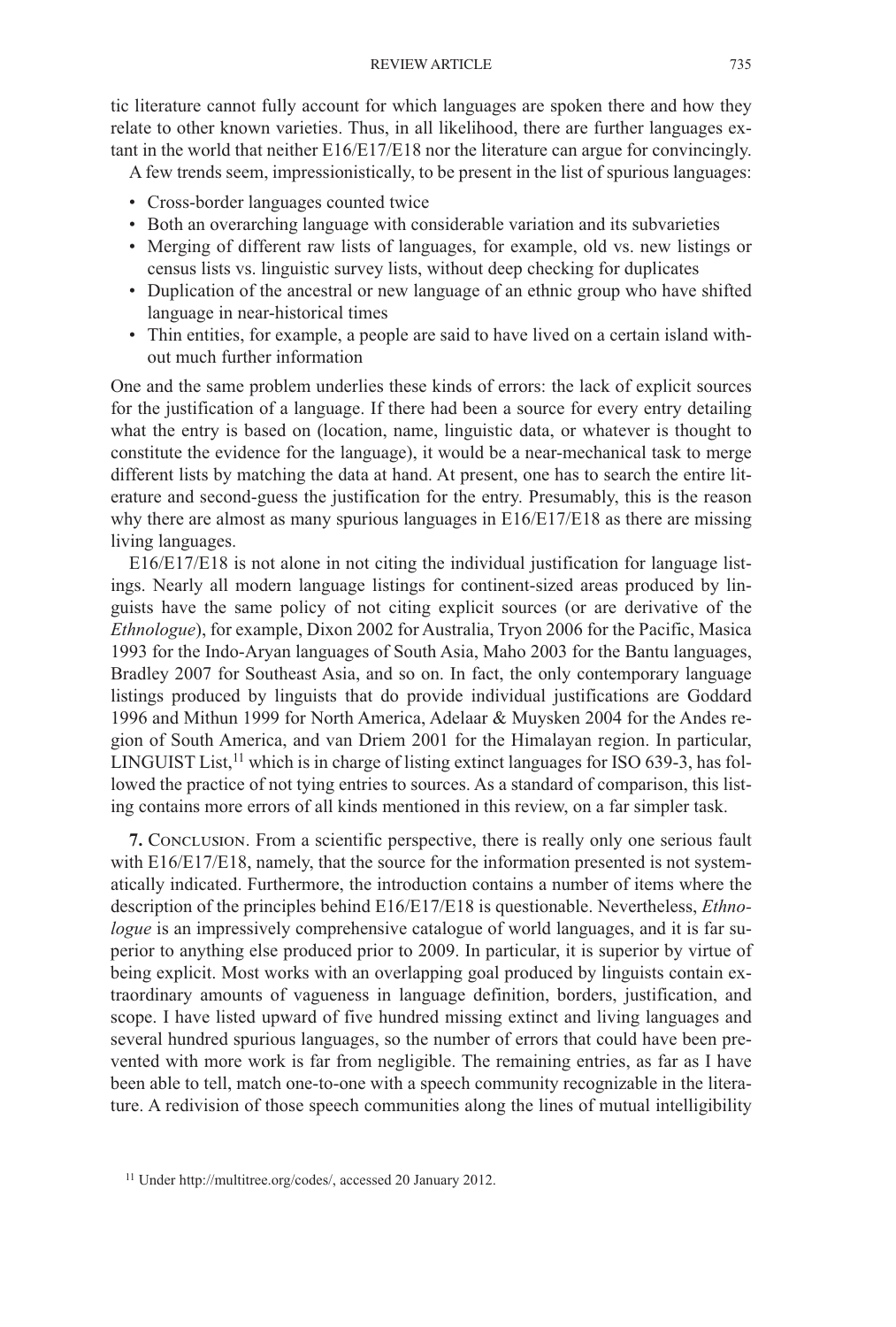tic literature cannot fully account for which languages are spoken there and how they relate to other known varieties. Thus, in all likelihood, there are further languages extant in the world that neither E16/E17/E18 nor the literature can argue for convincingly.

A few trends seem, impressionistically, to be present in the list of spurious languages:

- Cross-border languages counted twice
- Both an overarching language with considerable variation and its subvarieties
- Merging of different raw lists of languages, for example, old vs. new listings or census lists vs. linguistic survey lists, without deep checking for duplicates
- Duplication of the ancestral or new language of an ethnic group who have shifted language in near-historical times
- Thin entities, for example, a people are said to have lived on a certain island without much further information

One and the same problem underlies these kinds of errors: the lack of explicit sources for the justification of a language. If there had been a source for every entry detailing what the entry is based on (location, name, linguistic data, or whatever is thought to constitute the evidence for the language), it would be a near-mechanical task to merge different lists by matching the data at hand. At present, one has to search the entire literature and second-guess the justification for the entry. Presumably, this is the reason why there are almost as many spurious languages in E16/E17/E18 as there are missing living languages.

E16/E17/E18 is not alone in not citing the individual justification for language listings. Nearly all modern language listings for continent-sized areas produced by linguists have the same policy of not citing explicit sources (or are derivative of the *Ethnologue*), for example, Dixon 2002 for Australia, Tryon 2006 for the Pacific, Masica 1993 for the Indo-Aryan languages of South Asia, Maho 2003 for the Bantu languages, Bradley 2007 for Southeast Asia, and so on. In fact, the only contemporary language listings produced by linguists that do provide individual justifications are Goddard 1996 and Mithun 1999 for North America, Adelaar & Muysken 2004 for the Andes region of South America, and van Driem 2001 for the Himalayan region. In particular, LINGUIST List,[11] which is in charge of listing extinct languages for ISO 639-3, has followed the practice of not tying entries to sources. As a standard of comparison, this listing contains more errors of all kinds mentioned in this review, on a far simpler task.

**7.** Conclusion. From a scientific perspective, there is really only one serious fault with E16/E17/E18, namely, that the source for the information presented is not systematically indicated. Furthermore, the introduction contains a number of items where the description of the principles behind E16/E17/E18 is questionable. Nevertheless, *Ethnologue* is an impressively comprehensive catalogue of world languages, and it is far superior to anything else produced prior to 2009. In particular, it is superior by virtue of being explicit. Most works with an overlapping goal produced by linguists contain extraordinary amounts of vagueness in language definition, borders, justification, and scope. I have listed upward of five hundred missing extinct and living languages and several hundred spurious languages, so the number of errors that could have been prevented with more work is far from negligible. The remaining entries, as far as I have been able to tell, match one-to-one with a speech community recognizable in the literature. A redivision of those speech communities along the lines of mutual intelligibility

[11] Under http://multitree.org/codes/, accessed 20 January 2012.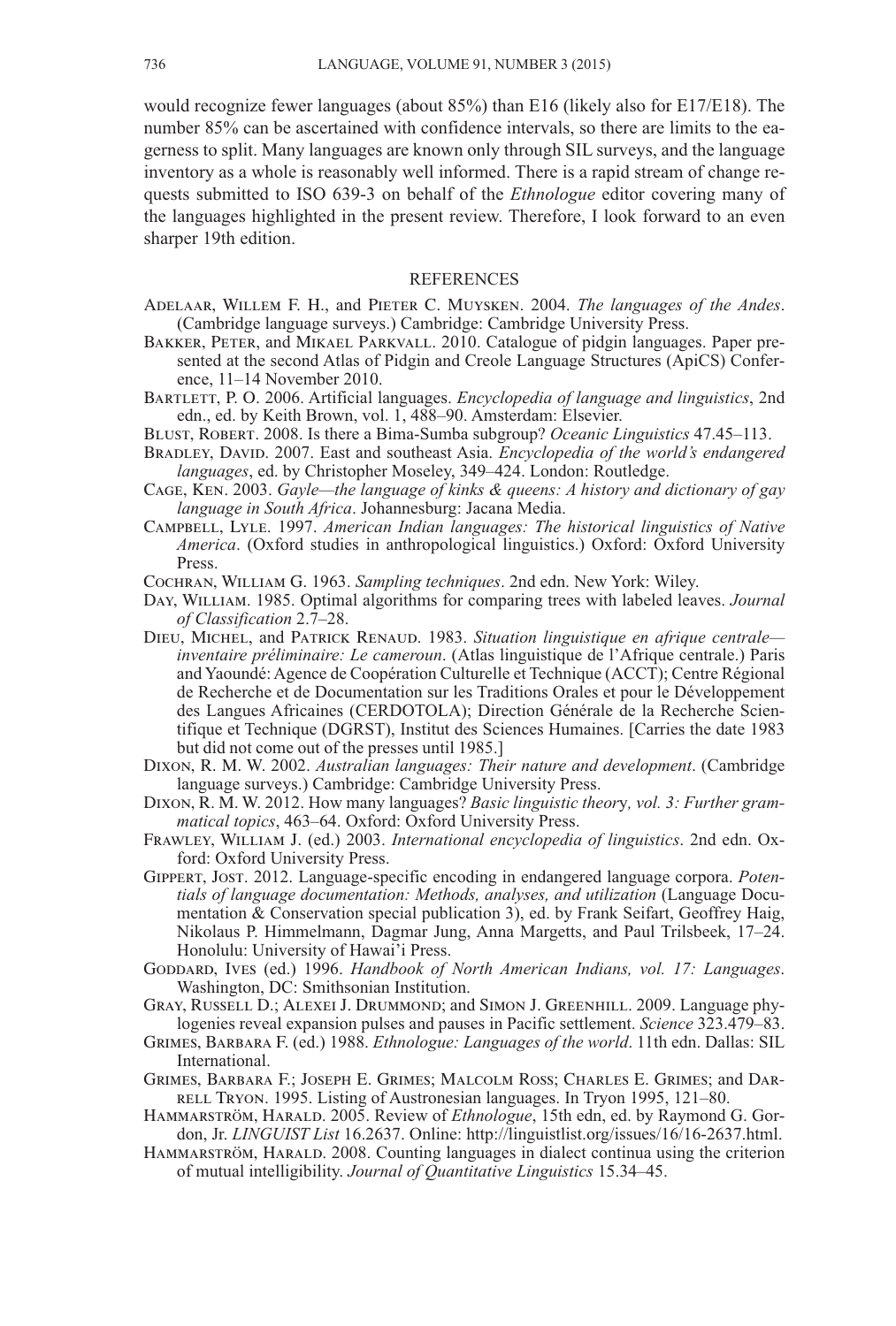would recognize fewer languages (about 85%) than E16 (likely also for E17/E18). The number 85% can be ascertained with confidence intervals, so there are limits to the eagerness to split. Many languages are known only through SIL surveys, and the language inventory as a whole is reasonably well informed. There is a rapid stream of change requests submitted to ISO 639-3 on behalf of the *Ethnologue* editor covering many of the languages highlighted in the present review. Therefore, I look forward to an even sharper 19th edition.

## REFERENCES

Adelaar, Willem F. H., and Pieter C. Muysken. 2004. *The languages of the Andes*. (Cambridge language surveys.) Cambridge: Cambridge University Press.

Bakker, Peter, and Mikael Parkvall. 2010. Catalogue of pidgin languages. Paper presented at the second Atlas of Pidgin and Creole Language Structures (ApiCS) Conference, 11–14 November 2010.

Bartlett, P. O. 2006. Artificial languages. *Encyclopedia of language and linguistics*, 2nd edn., ed. by Keith Brown, vol. 1, 488–90. Amsterdam: Elsevier.

Blust, Robert. 2008. Is there a Bima-Sumba subgroup? *Oceanic Linguistics* 47.45–113.

Bradley, David. 2007. East and southeast Asia. *Encyclopedia of the world's endangered languages*, ed. by Christopher Moseley, 349–424. London: Routledge.

Cage, Ken. 2003. *Gayle—the language of kinks & queens: A history and dictionary of gay language in South Africa*. Johannesburg: Jacana Media.

Campbell, Lyle. 1997. *American Indian languages: The historical linguistics of Native America*. (Oxford studies in anthropological linguistics.) Oxford: Oxford University Press.

Cochran, William G. 1963. *Sampling techniques*. 2nd edn. New York: Wiley.

Day, William. 1985. Optimal algorithms for comparing trees with labeled leaves. *Journal of Classification* 2.7–28.

Dieu, Michel, and Patrick Renaud. 1983. *Situation linguistique en afrique centrale—inventaire préliminaire: Le cameroun*. (Atlas linguistique de l'Afrique centrale.) Paris and Yaoundé: Agence de Coopération Culturelle et Technique (ACCT); Centre Régional de Recherche et de Documentation sur les Traditions Orales et pour le Développement des Langues Africaines (CERDOTOLA); Direction Générale de la Recherche Scientifique et Technique (DGRST), Institut des Sciences Humaines. [Carries the date 1983 but did not come out of the presses until 1985.]

Dixon, R. M. W. 2002. *Australian languages: Their nature and development*. (Cambridge language surveys.) Cambridge: Cambridge University Press.

Dixon, R. M. W. 2012. How many languages? *Basic linguistic theory, vol. 3: Further grammatical topics*, 463–64. Oxford: Oxford University Press.

Frawley, William J. (ed.) 2003. *International encyclopedia of linguistics*. 2nd edn. Oxford: Oxford University Press.

Gippert, Jost. 2012. Language-specific encoding in endangered language corpora. *Potentials of language documentation: Methods, analyses, and utilization* (Language Documentation & Conservation special publication 3), ed. by Frank Seifart, Geoffrey Haig, Nikolaus P. Himmelmann, Dagmar Jung, Anna Margetts, and Paul Trilsbeek, 17–24. Honolulu: University of Hawai'i Press.

Goddard, Ives (ed.) 1996. *Handbook of North American Indians, vol. 17: Languages*. Washington, DC: Smithsonian Institution.

Gray, Russell D.; Alexei J. Drummond; and Simon J. Greenhill. 2009. Language phylogenies reveal expansion pulses and pauses in Pacific settlement. *Science* 323.479–83.

Grimes, Barbara F. (ed.) 1988. *Ethnologue: Languages of the world*. 11th edn. Dallas: SIL International.

Grimes, Barbara F.; Joseph E. Grimes; Malcolm Ross; Charles E. Grimes; and Darrell Tryon. 1995. Listing of Austronesian languages. In Tryon 1995, 121–80.

Hammarström, Harald. 2005. Review of *Ethnologue*, 15th edn, ed. by Raymond G. Gordon, Jr. *LINGUIST List* 16.2637. Online: http://linguistlist.org/issues/16/16-2637.html.

Hammarström, Harald. 2008. Counting languages in dialect continua using the criterion of mutual intelligibility. *Journal of Quantitative Linguistics* 15.34–45.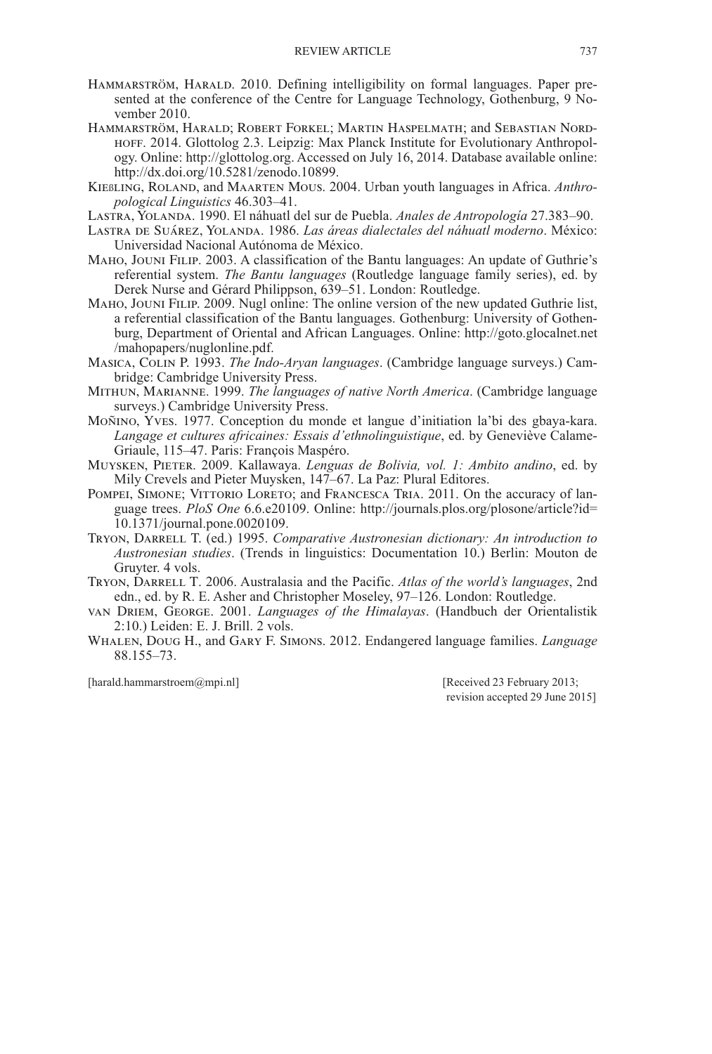Hammarström, Harald. 2010. Defining intelligibility on formal languages. Paper presented at the conference of the Centre for Language Technology, Gothenburg, 9 November 2010.

Hammarström, Harald; Robert Forkel; Martin Haspelmath; and Sebastian Nordhoff. 2014. Glottolog 2.3. Leipzig: Max Planck Institute for Evolutionary Anthropology. Online: http://glottolog.org. Accessed on July 16, 2014. Database available online: http://dx.doi.org/10.5281/zenodo.10899.

Kießling, Roland, and Maarten Mous. 2004. Urban youth languages in Africa. *Anthropological Linguistics* 46.303–41.

Lastra, Yolanda. 1990. El náhuatl del sur de Puebla. *Anales de Antropología* 27.383–90.

Lastra de Suárez, Yolanda. 1986. *Las áreas dialectales del náhuatl moderno*. México: Universidad Nacional Autónoma de México.

Maho, Jouni Filip. 2003. A classification of the Bantu languages: An update of Guthrie's referential system. *The Bantu languages* (Routledge language family series), ed. by Derek Nurse and Gérard Philippson, 639–51. London: Routledge.

Maho, Jouni Filip. 2009. Nugl online: The online version of the new updated Guthrie list, a referential classification of the Bantu languages. Gothenburg: University of Gothenburg, Department of Oriental and African Languages. Online: http://goto.glocalnet.net/mahopapers/nuglonline.pdf.

Masica, Colin P. 1993. *The Indo-Aryan languages*. (Cambridge language surveys.) Cambridge: Cambridge University Press.

Mithun, Marianne. 1999. *The languages of native North America*. (Cambridge language surveys.) Cambridge University Press.

Moñino, Yves. 1977. Conception du monde et langue d'initiation la'bi des gbaya-kara. *Langage et cultures africaines: Essais d'ethnolinguistique*, ed. by Geneviève Calame-Griaule, 115–47. Paris: François Maspéro.

Muysken, Pieter. 2009. Kallawaya. *Lenguas de Bolivia, vol. 1: Ambito andino*, ed. by Mily Crevels and Pieter Muysken, 147–67. La Paz: Plural Editores.

Pompei, Simone; Vittorio Loreto; and Francesca Tria. 2011. On the accuracy of language trees. *PloS One* 6.6.e20109. Online: http://journals.plos.org/plosone/article?id=10.1371/journal.pone.0020109.

Tryon, Darrell T. (ed.) 1995. *Comparative Austronesian dictionary: An introduction to Austronesian studies*. (Trends in linguistics: Documentation 10.) Berlin: Mouton de Gruyter. 4 vols.

Tryon, Darrell T. 2006. Australasia and the Pacific. *Atlas of the world's languages*, 2nd edn., ed. by R. E. Asher and Christopher Moseley, 97–126. London: Routledge.

van Driem, George. 2001. *Languages of the Himalayas*. (Handbuch der Orientalistik 2:10.) Leiden: E. J. Brill. 2 vols.

Whalen, Doug H., and Gary F. Simons. 2012. Endangered language families. *Language* 88.155–73.

[harald.hammarstroem@mpi.nl]

[Received 23 February 2013;
revision accepted 29 June 2015]